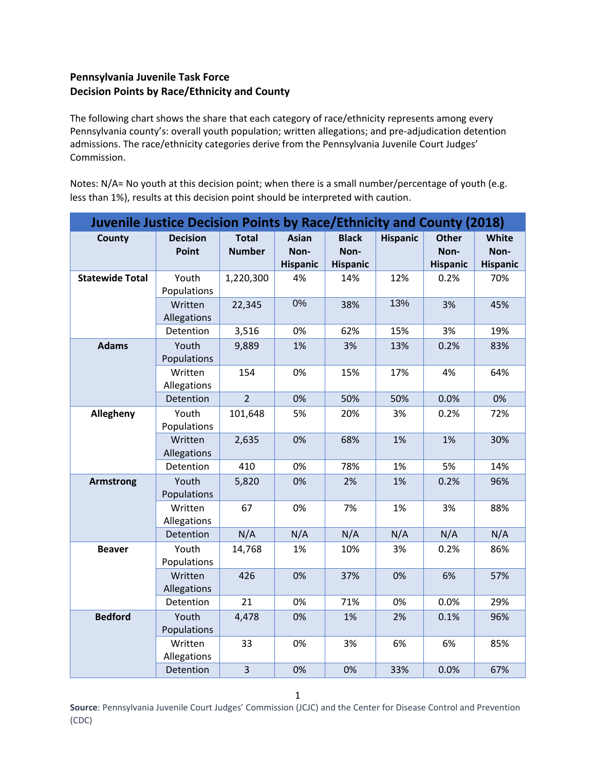**Pennsylvania Juvenile Task Force**
**Decision Points by Race/Ethnicity and County**

The following chart shows the share that each category of race/ethnicity represents among every Pennsylvania county's: overall youth population; written allegations; and pre-adjudication detention admissions. The race/ethnicity categories derive from the Pennsylvania Juvenile Court Judges' Commission.

Notes: N/A= No youth at this decision point; when there is a small number/percentage of youth (e.g. less than 1%), results at this decision point should be interpreted with caution.

| Juvenile Justice Decision Points by Race/Ethnicity and County (2018) | | | | | | | |
|---|---|---|---|---|---|---|---|
| County | Decision Point | Total Number | Asian Non-Hispanic | Black Non-Hispanic | Hispanic | Other Non-Hispanic | White Non-Hispanic |
| Statewide Total | Youth Populations | 1,220,300 | 4% | 14% | 12% | 0.2% | 70% |
| | Written Allegations | 22,345 | 0% | 38% | 13% | 3% | 45% |
| | Detention | 3,516 | 0% | 62% | 15% | 3% | 19% |
| Adams | Youth Populations | 9,889 | 1% | 3% | 13% | 0.2% | 83% |
| | Written Allegations | 154 | 0% | 15% | 17% | 4% | 64% |
| | Detention | 2 | 0% | 50% | 50% | 0.0% | 0% |
| Allegheny | Youth Populations | 101,648 | 5% | 20% | 3% | 0.2% | 72% |
| | Written Allegations | 2,635 | 0% | 68% | 1% | 1% | 30% |
| | Detention | 410 | 0% | 78% | 1% | 5% | 14% |
| Armstrong | Youth Populations | 5,820 | 0% | 2% | 1% | 0.2% | 96% |
| | Written Allegations | 67 | 0% | 7% | 1% | 3% | 88% |
| | Detention | N/A | N/A | N/A | N/A | N/A | N/A |
| Beaver | Youth Populations | 14,768 | 1% | 10% | 3% | 0.2% | 86% |
| | Written Allegations | 426 | 0% | 37% | 0% | 6% | 57% |
| | Detention | 21 | 0% | 71% | 0% | 0.0% | 29% |
| Bedford | Youth Populations | 4,478 | 0% | 1% | 2% | 0.1% | 96% |
| | Written Allegations | 33 | 0% | 3% | 6% | 6% | 85% |
| | Detention | 3 | 0% | 0% | 33% | 0.0% | 67% |

**Source**: Pennsylvania Juvenile Court Judges' Commission (JCJC) and the Center for Disease Control and Prevention (CDC)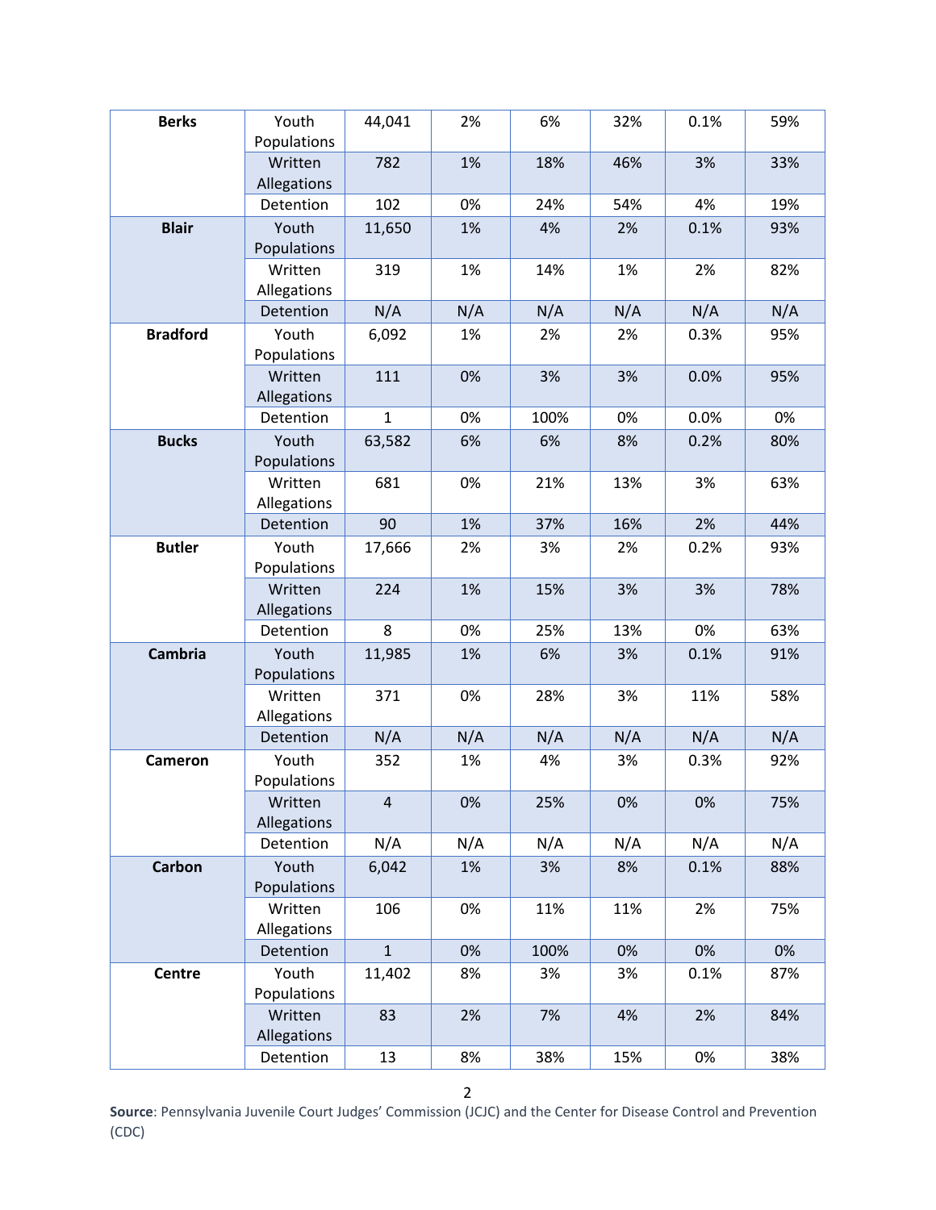| | | | | | | | |
|---|---|---|---|---|---|---|---|
| **Berks** | Youth Populations | 44,041 | 2% | 6% | 32% | 0.1% | 59% |
| | Written Allegations | 782 | 1% | 18% | 46% | 3% | 33% |
| | Detention | 102 | 0% | 24% | 54% | 4% | 19% |
| **Blair** | Youth Populations | 11,650 | 1% | 4% | 2% | 0.1% | 93% |
| | Written Allegations | 319 | 1% | 14% | 1% | 2% | 82% |
| | Detention | N/A | N/A | N/A | N/A | N/A | N/A |
| **Bradford** | Youth Populations | 6,092 | 1% | 2% | 2% | 0.3% | 95% |
| | Written Allegations | 111 | 0% | 3% | 3% | 0.0% | 95% |
| | Detention | 1 | 0% | 100% | 0% | 0.0% | 0% |
| **Bucks** | Youth Populations | 63,582 | 6% | 6% | 8% | 0.2% | 80% |
| | Written Allegations | 681 | 0% | 21% | 13% | 3% | 63% |
| | Detention | 90 | 1% | 37% | 16% | 2% | 44% |
| **Butler** | Youth Populations | 17,666 | 2% | 3% | 2% | 0.2% | 93% |
| | Written Allegations | 224 | 1% | 15% | 3% | 3% | 78% |
| | Detention | 8 | 0% | 25% | 13% | 0% | 63% |
| **Cambria** | Youth Populations | 11,985 | 1% | 6% | 3% | 0.1% | 91% |
| | Written Allegations | 371 | 0% | 28% | 3% | 11% | 58% |
| | Detention | N/A | N/A | N/A | N/A | N/A | N/A |
| **Cameron** | Youth Populations | 352 | 1% | 4% | 3% | 0.3% | 92% |
| | Written Allegations | 4 | 0% | 25% | 0% | 0% | 75% |
| | Detention | N/A | N/A | N/A | N/A | N/A | N/A |
| **Carbon** | Youth Populations | 6,042 | 1% | 3% | 8% | 0.1% | 88% |
| | Written Allegations | 106 | 0% | 11% | 11% | 2% | 75% |
| | Detention | 1 | 0% | 100% | 0% | 0% | 0% |
| **Centre** | Youth Populations | 11,402 | 8% | 3% | 3% | 0.1% | 87% |
| | Written Allegations | 83 | 2% | 7% | 4% | 2% | 84% |
| | Detention | 13 | 8% | 38% | 15% | 0% | 38% |

**Source**: Pennsylvania Juvenile Court Judges' Commission (JCJC) and the Center for Disease Control and Prevention (CDC)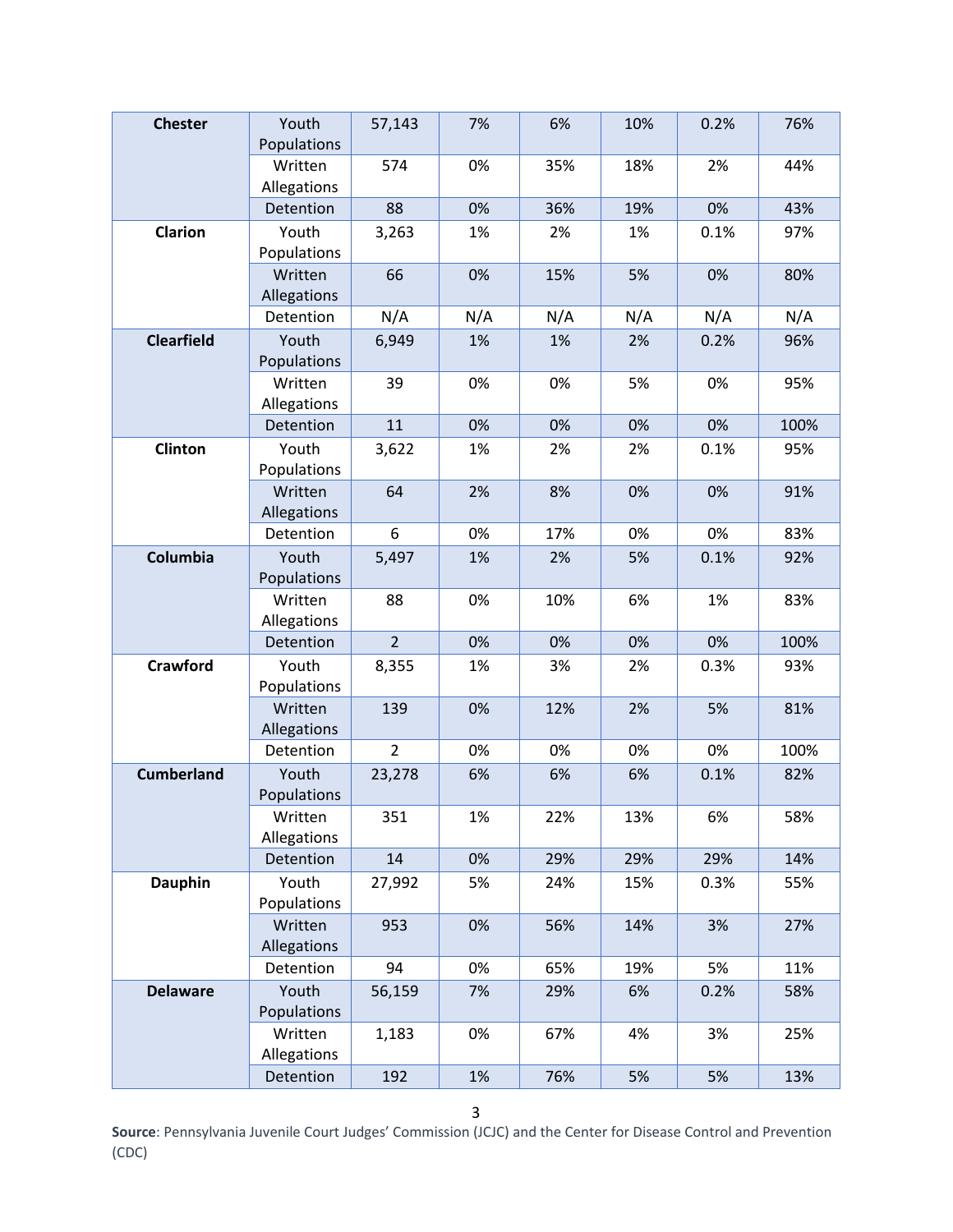| | | | | | | | |
|---|---|---|---|---|---|---|---|
| **Chester** | Youth Populations | 57,143 | 7% | 6% | 10% | 0.2% | 76% |
| | Written Allegations | 574 | 0% | 35% | 18% | 2% | 44% |
| | Detention | 88 | 0% | 36% | 19% | 0% | 43% |
| **Clarion** | Youth Populations | 3,263 | 1% | 2% | 1% | 0.1% | 97% |
| | Written Allegations | 66 | 0% | 15% | 5% | 0% | 80% |
| | Detention | N/A | N/A | N/A | N/A | N/A | N/A |
| **Clearfield** | Youth Populations | 6,949 | 1% | 1% | 2% | 0.2% | 96% |
| | Written Allegations | 39 | 0% | 0% | 5% | 0% | 95% |
| | Detention | 11 | 0% | 0% | 0% | 0% | 100% |
| **Clinton** | Youth Populations | 3,622 | 1% | 2% | 2% | 0.1% | 95% |
| | Written Allegations | 64 | 2% | 8% | 0% | 0% | 91% |
| | Detention | 6 | 0% | 17% | 0% | 0% | 83% |
| **Columbia** | Youth Populations | 5,497 | 1% | 2% | 5% | 0.1% | 92% |
| | Written Allegations | 88 | 0% | 10% | 6% | 1% | 83% |
| | Detention | 2 | 0% | 0% | 0% | 0% | 100% |
| **Crawford** | Youth Populations | 8,355 | 1% | 3% | 2% | 0.3% | 93% |
| | Written Allegations | 139 | 0% | 12% | 2% | 5% | 81% |
| | Detention | 2 | 0% | 0% | 0% | 0% | 100% |
| **Cumberland** | Youth Populations | 23,278 | 6% | 6% | 6% | 0.1% | 82% |
| | Written Allegations | 351 | 1% | 22% | 13% | 6% | 58% |
| | Detention | 14 | 0% | 29% | 29% | 29% | 14% |
| **Dauphin** | Youth Populations | 27,992 | 5% | 24% | 15% | 0.3% | 55% |
| | Written Allegations | 953 | 0% | 56% | 14% | 3% | 27% |
| | Detention | 94 | 0% | 65% | 19% | 5% | 11% |
| **Delaware** | Youth Populations | 56,159 | 7% | 29% | 6% | 0.2% | 58% |
| | Written Allegations | 1,183 | 0% | 67% | 4% | 3% | 25% |
| | Detention | 192 | 1% | 76% | 5% | 5% | 13% |

**Source**: Pennsylvania Juvenile Court Judges' Commission (JCJC) and the Center for Disease Control and Prevention (CDC)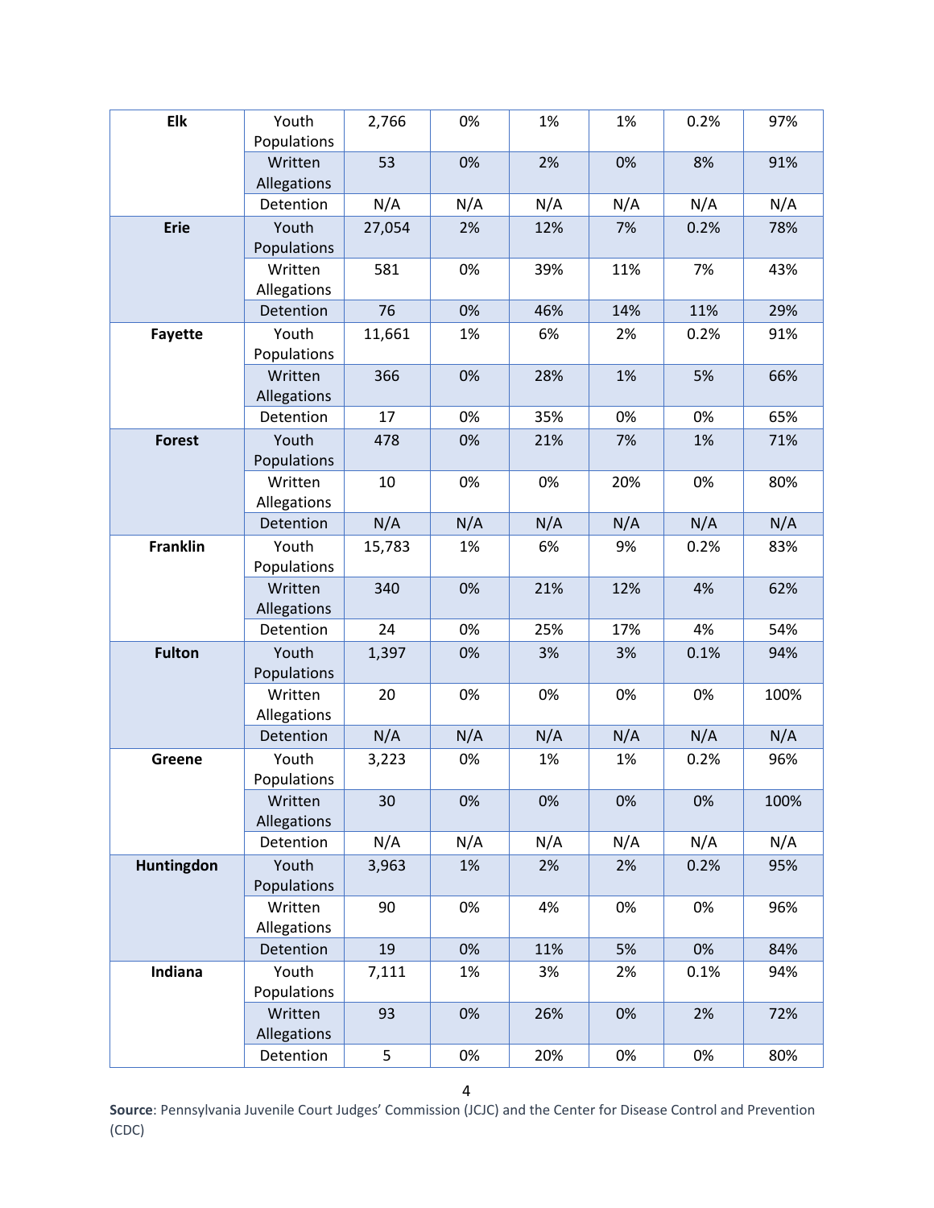| | | | | | | | |
|---|---|---|---|---|---|---|---|
| **Elk** | Youth Populations | 2,766 | 0% | 1% | 1% | 0.2% | 97% |
| | Written Allegations | 53 | 0% | 2% | 0% | 8% | 91% |
| | Detention | N/A | N/A | N/A | N/A | N/A | N/A |
| **Erie** | Youth Populations | 27,054 | 2% | 12% | 7% | 0.2% | 78% |
| | Written Allegations | 581 | 0% | 39% | 11% | 7% | 43% |
| | Detention | 76 | 0% | 46% | 14% | 11% | 29% |
| **Fayette** | Youth Populations | 11,661 | 1% | 6% | 2% | 0.2% | 91% |
| | Written Allegations | 366 | 0% | 28% | 1% | 5% | 66% |
| | Detention | 17 | 0% | 35% | 0% | 0% | 65% |
| **Forest** | Youth Populations | 478 | 0% | 21% | 7% | 1% | 71% |
| | Written Allegations | 10 | 0% | 0% | 20% | 0% | 80% |
| | Detention | N/A | N/A | N/A | N/A | N/A | N/A |
| **Franklin** | Youth Populations | 15,783 | 1% | 6% | 9% | 0.2% | 83% |
| | Written Allegations | 340 | 0% | 21% | 12% | 4% | 62% |
| | Detention | 24 | 0% | 25% | 17% | 4% | 54% |
| **Fulton** | Youth Populations | 1,397 | 0% | 3% | 3% | 0.1% | 94% |
| | Written Allegations | 20 | 0% | 0% | 0% | 0% | 100% |
| | Detention | N/A | N/A | N/A | N/A | N/A | N/A |
| **Greene** | Youth Populations | 3,223 | 0% | 1% | 1% | 0.2% | 96% |
| | Written Allegations | 30 | 0% | 0% | 0% | 0% | 100% |
| | Detention | N/A | N/A | N/A | N/A | N/A | N/A |
| **Huntingdon** | Youth Populations | 3,963 | 1% | 2% | 2% | 0.2% | 95% |
| | Written Allegations | 90 | 0% | 4% | 0% | 0% | 96% |
| | Detention | 19 | 0% | 11% | 5% | 0% | 84% |
| **Indiana** | Youth Populations | 7,111 | 1% | 3% | 2% | 0.1% | 94% |
| | Written Allegations | 93 | 0% | 26% | 0% | 2% | 72% |
| | Detention | 5 | 0% | 20% | 0% | 0% | 80% |

**Source**: Pennsylvania Juvenile Court Judges' Commission (JCJC) and the Center for Disease Control and Prevention (CDC)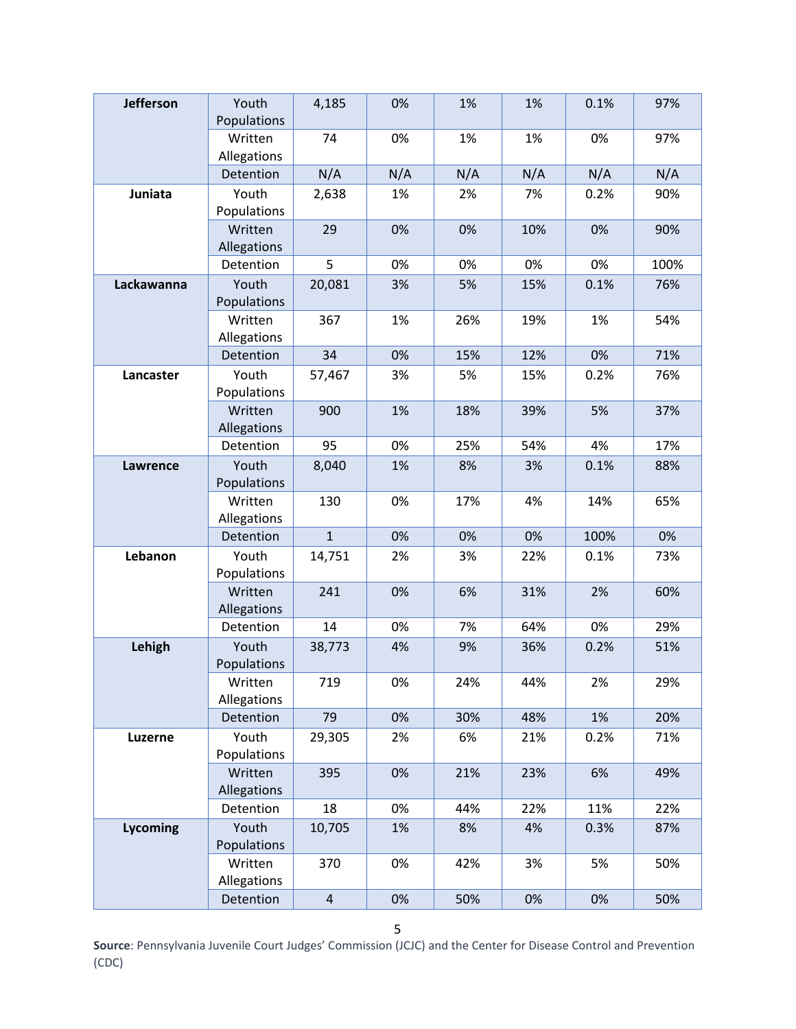| | | | | | | | |
|---|---|---|---|---|---|---|---|
| **Jefferson** | Youth Populations | 4,185 | 0% | 1% | 1% | 0.1% | 97% |
| | Written Allegations | 74 | 0% | 1% | 1% | 0% | 97% |
| | Detention | N/A | N/A | N/A | N/A | N/A | N/A |
| **Juniata** | Youth Populations | 2,638 | 1% | 2% | 7% | 0.2% | 90% |
| | Written Allegations | 29 | 0% | 0% | 10% | 0% | 90% |
| | Detention | 5 | 0% | 0% | 0% | 0% | 100% |
| **Lackawanna** | Youth Populations | 20,081 | 3% | 5% | 15% | 0.1% | 76% |
| | Written Allegations | 367 | 1% | 26% | 19% | 1% | 54% |
| | Detention | 34 | 0% | 15% | 12% | 0% | 71% |
| **Lancaster** | Youth Populations | 57,467 | 3% | 5% | 15% | 0.2% | 76% |
| | Written Allegations | 900 | 1% | 18% | 39% | 5% | 37% |
| | Detention | 95 | 0% | 25% | 54% | 4% | 17% |
| **Lawrence** | Youth Populations | 8,040 | 1% | 8% | 3% | 0.1% | 88% |
| | Written Allegations | 130 | 0% | 17% | 4% | 14% | 65% |
| | Detention | 1 | 0% | 0% | 0% | 100% | 0% |
| **Lebanon** | Youth Populations | 14,751 | 2% | 3% | 22% | 0.1% | 73% |
| | Written Allegations | 241 | 0% | 6% | 31% | 2% | 60% |
| | Detention | 14 | 0% | 7% | 64% | 0% | 29% |
| **Lehigh** | Youth Populations | 38,773 | 4% | 9% | 36% | 0.2% | 51% |
| | Written Allegations | 719 | 0% | 24% | 44% | 2% | 29% |
| | Detention | 79 | 0% | 30% | 48% | 1% | 20% |
| **Luzerne** | Youth Populations | 29,305 | 2% | 6% | 21% | 0.2% | 71% |
| | Written Allegations | 395 | 0% | 21% | 23% | 6% | 49% |
| | Detention | 18 | 0% | 44% | 22% | 11% | 22% |
| **Lycoming** | Youth Populations | 10,705 | 1% | 8% | 4% | 0.3% | 87% |
| | Written Allegations | 370 | 0% | 42% | 3% | 5% | 50% |
| | Detention | 4 | 0% | 50% | 0% | 0% | 50% |

**Source**: Pennsylvania Juvenile Court Judges' Commission (JCJC) and the Center for Disease Control and Prevention (CDC)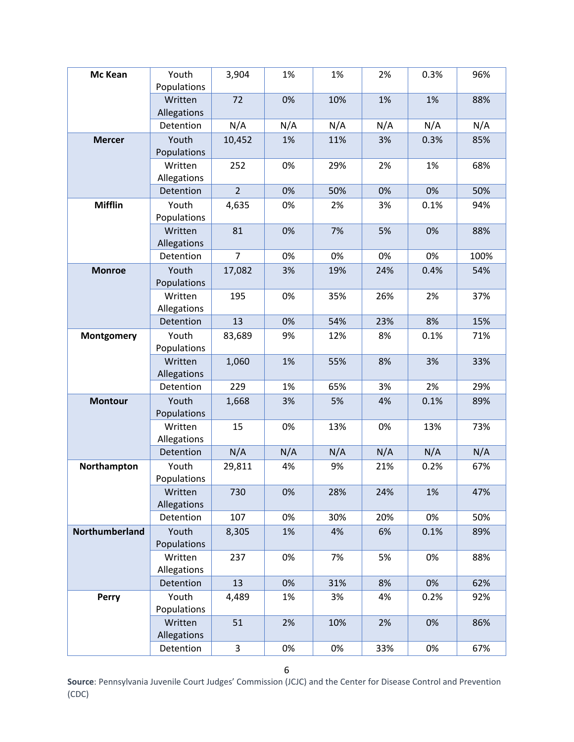| Mc Kean | Youth Populations | 3,904 | 1% | 1% | 2% | 0.3% | 96% |
|---|---|---|---|---|---|---|---|
| | Written Allegations | 72 | 0% | 10% | 1% | 1% | 88% |
| | Detention | N/A | N/A | N/A | N/A | N/A | N/A |
| **Mercer** | Youth Populations | 10,452 | 1% | 11% | 3% | 0.3% | 85% |
| | Written Allegations | 252 | 0% | 29% | 2% | 1% | 68% |
| | Detention | 2 | 0% | 50% | 0% | 0% | 50% |
| **Mifflin** | Youth Populations | 4,635 | 0% | 2% | 3% | 0.1% | 94% |
| | Written Allegations | 81 | 0% | 7% | 5% | 0% | 88% |
| | Detention | 7 | 0% | 0% | 0% | 0% | 100% |
| **Monroe** | Youth Populations | 17,082 | 3% | 19% | 24% | 0.4% | 54% |
| | Written Allegations | 195 | 0% | 35% | 26% | 2% | 37% |
| | Detention | 13 | 0% | 54% | 23% | 8% | 15% |
| **Montgomery** | Youth Populations | 83,689 | 9% | 12% | 8% | 0.1% | 71% |
| | Written Allegations | 1,060 | 1% | 55% | 8% | 3% | 33% |
| | Detention | 229 | 1% | 65% | 3% | 2% | 29% |
| **Montour** | Youth Populations | 1,668 | 3% | 5% | 4% | 0.1% | 89% |
| | Written Allegations | 15 | 0% | 13% | 0% | 13% | 73% |
| | Detention | N/A | N/A | N/A | N/A | N/A | N/A |
| **Northampton** | Youth Populations | 29,811 | 4% | 9% | 21% | 0.2% | 67% |
| | Written Allegations | 730 | 0% | 28% | 24% | 1% | 47% |
| | Detention | 107 | 0% | 30% | 20% | 0% | 50% |
| **Northumberland** | Youth Populations | 8,305 | 1% | 4% | 6% | 0.1% | 89% |
| | Written Allegations | 237 | 0% | 7% | 5% | 0% | 88% |
| | Detention | 13 | 0% | 31% | 8% | 0% | 62% |
| **Perry** | Youth Populations | 4,489 | 1% | 3% | 4% | 0.2% | 92% |
| | Written Allegations | 51 | 2% | 10% | 2% | 0% | 86% |
| | Detention | 3 | 0% | 0% | 33% | 0% | 67% |

**Source**: Pennsylvania Juvenile Court Judges' Commission (JCJC) and the Center for Disease Control and Prevention (CDC)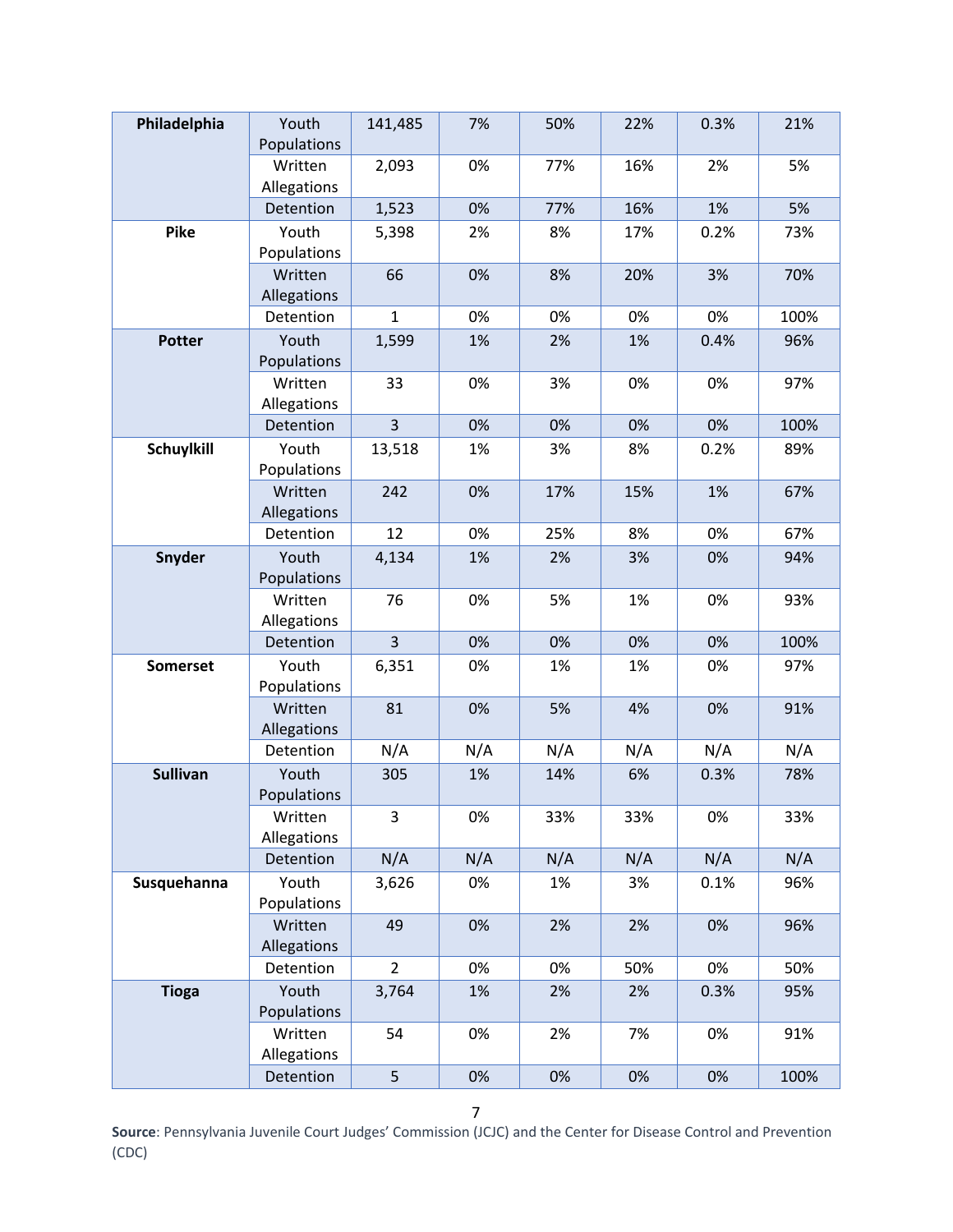| | | | | | | | |
|---|---|---|---|---|---|---|---|
| **Philadelphia** | Youth Populations | 141,485 | 7% | 50% | 22% | 0.3% | 21% |
| | Written Allegations | 2,093 | 0% | 77% | 16% | 2% | 5% |
| | Detention | 1,523 | 0% | 77% | 16% | 1% | 5% |
| **Pike** | Youth Populations | 5,398 | 2% | 8% | 17% | 0.2% | 73% |
| | Written Allegations | 66 | 0% | 8% | 20% | 3% | 70% |
| | Detention | 1 | 0% | 0% | 0% | 0% | 100% |
| **Potter** | Youth Populations | 1,599 | 1% | 2% | 1% | 0.4% | 96% |
| | Written Allegations | 33 | 0% | 3% | 0% | 0% | 97% |
| | Detention | 3 | 0% | 0% | 0% | 0% | 100% |
| **Schuylkill** | Youth Populations | 13,518 | 1% | 3% | 8% | 0.2% | 89% |
| | Written Allegations | 242 | 0% | 17% | 15% | 1% | 67% |
| | Detention | 12 | 0% | 25% | 8% | 0% | 67% |
| **Snyder** | Youth Populations | 4,134 | 1% | 2% | 3% | 0% | 94% |
| | Written Allegations | 76 | 0% | 5% | 1% | 0% | 93% |
| | Detention | 3 | 0% | 0% | 0% | 0% | 100% |
| **Somerset** | Youth Populations | 6,351 | 0% | 1% | 1% | 0% | 97% |
| | Written Allegations | 81 | 0% | 5% | 4% | 0% | 91% |
| | Detention | N/A | N/A | N/A | N/A | N/A | N/A |
| **Sullivan** | Youth Populations | 305 | 1% | 14% | 6% | 0.3% | 78% |
| | Written Allegations | 3 | 0% | 33% | 33% | 0% | 33% |
| | Detention | N/A | N/A | N/A | N/A | N/A | N/A |
| **Susquehanna** | Youth Populations | 3,626 | 0% | 1% | 3% | 0.1% | 96% |
| | Written Allegations | 49 | 0% | 2% | 2% | 0% | 96% |
| | Detention | 2 | 0% | 0% | 50% | 0% | 50% |
| **Tioga** | Youth Populations | 3,764 | 1% | 2% | 2% | 0.3% | 95% |
| | Written Allegations | 54 | 0% | 2% | 7% | 0% | 91% |
| | Detention | 5 | 0% | 0% | 0% | 0% | 100% |

**Source**: Pennsylvania Juvenile Court Judges' Commission (JCJC) and the Center for Disease Control and Prevention (CDC)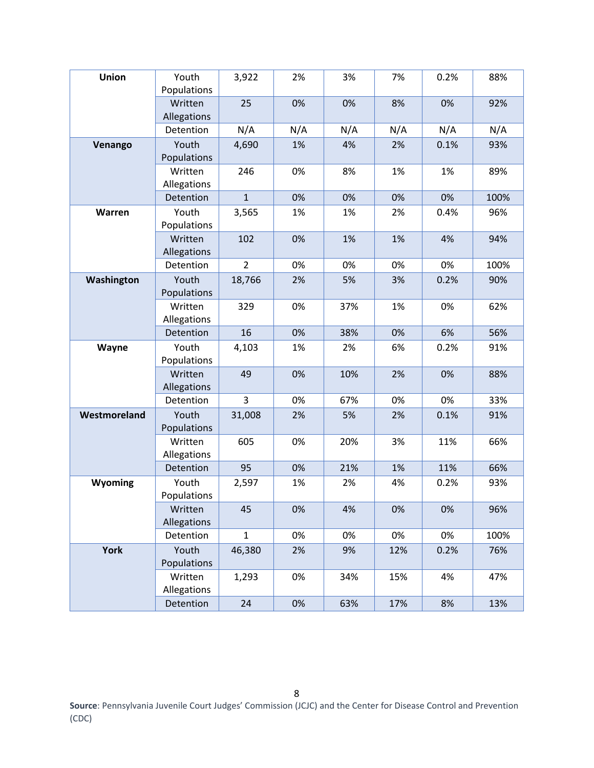| | | | | | | | |
|---|---|---|---|---|---|---|---|
| **Union** | Youth Populations | 3,922 | 2% | 3% | 7% | 0.2% | 88% |
| | Written Allegations | 25 | 0% | 0% | 8% | 0% | 92% |
| | Detention | N/A | N/A | N/A | N/A | N/A | N/A |
| **Venango** | Youth Populations | 4,690 | 1% | 4% | 2% | 0.1% | 93% |
| | Written Allegations | 246 | 0% | 8% | 1% | 1% | 89% |
| | Detention | 1 | 0% | 0% | 0% | 0% | 100% |
| **Warren** | Youth Populations | 3,565 | 1% | 1% | 2% | 0.4% | 96% |
| | Written Allegations | 102 | 0% | 1% | 1% | 4% | 94% |
| | Detention | 2 | 0% | 0% | 0% | 0% | 100% |
| **Washington** | Youth Populations | 18,766 | 2% | 5% | 3% | 0.2% | 90% |
| | Written Allegations | 329 | 0% | 37% | 1% | 0% | 62% |
| | Detention | 16 | 0% | 38% | 0% | 6% | 56% |
| **Wayne** | Youth Populations | 4,103 | 1% | 2% | 6% | 0.2% | 91% |
| | Written Allegations | 49 | 0% | 10% | 2% | 0% | 88% |
| | Detention | 3 | 0% | 67% | 0% | 0% | 33% |
| **Westmoreland** | Youth Populations | 31,008 | 2% | 5% | 2% | 0.1% | 91% |
| | Written Allegations | 605 | 0% | 20% | 3% | 11% | 66% |
| | Detention | 95 | 0% | 21% | 1% | 11% | 66% |
| **Wyoming** | Youth Populations | 2,597 | 1% | 2% | 4% | 0.2% | 93% |
| | Written Allegations | 45 | 0% | 4% | 0% | 0% | 96% |
| | Detention | 1 | 0% | 0% | 0% | 0% | 100% |
| **York** | Youth Populations | 46,380 | 2% | 9% | 12% | 0.2% | 76% |
| | Written Allegations | 1,293 | 0% | 34% | 15% | 4% | 47% |
| | Detention | 24 | 0% | 63% | 17% | 8% | 13% |

**Source**: Pennsylvania Juvenile Court Judges' Commission (JCJC) and the Center for Disease Control and Prevention (CDC)